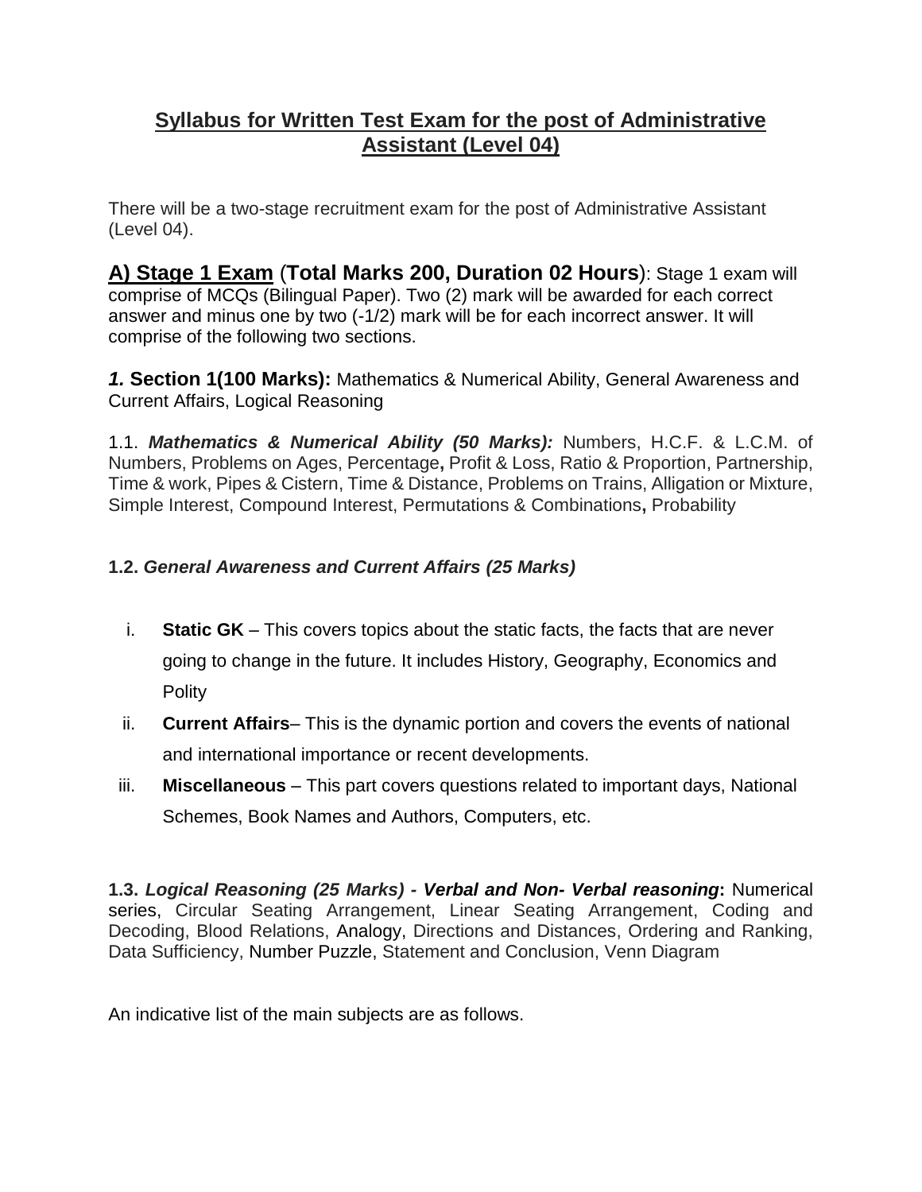# Syllabus for Written Test Exam for the post of Administrative Assistant (Level 04)

There will be a two-stage recruitment exam for the post of Administrative Assistant (Level 04).

## A) Stage 1 Exam (Total Marks 200, Duration 02 Hours)

Stage 1 exam will comprise of MCQs (Bilingual Paper). Two (2) mark will be awarded for each correct answer and minus one by two (-1/2) mark will be for each incorrect answer. It will comprise of the following two sections.

***1.*** **Section 1(100 Marks):** Mathematics & Numerical Ability, General Awareness and Current Affairs, Logical Reasoning

1.1. ***Mathematics & Numerical Ability (50 Marks):*** Numbers, H.C.F. & L.C.M. of Numbers, Problems on Ages, Percentage**,** Profit & Loss, Ratio & Proportion, Partnership, Time & work, Pipes & Cistern, Time & Distance, Problems on Trains, Alligation or Mixture, Simple Interest, Compound Interest, Permutations & Combinations**,** Probability

**1.2.** ***General Awareness and Current Affairs (25 Marks)***

i. **Static GK** – This covers topics about the static facts, the facts that are never going to change in the future. It includes History, Geography, Economics and Polity

ii. **Current Affairs**– This is the dynamic portion and covers the events of national and international importance or recent developments.

iii. **Miscellaneous** – This part covers questions related to important days, National Schemes, Book Names and Authors, Computers, etc.

**1.3.** ***Logical Reasoning (25 Marks) - Verbal and Non- Verbal reasoning*****:** Numerical series, Circular Seating Arrangement, Linear Seating Arrangement, Coding and Decoding, Blood Relations, Analogy, Directions and Distances, Ordering and Ranking, Data Sufficiency, Number Puzzle, Statement and Conclusion, Venn Diagram

An indicative list of the main subjects are as follows.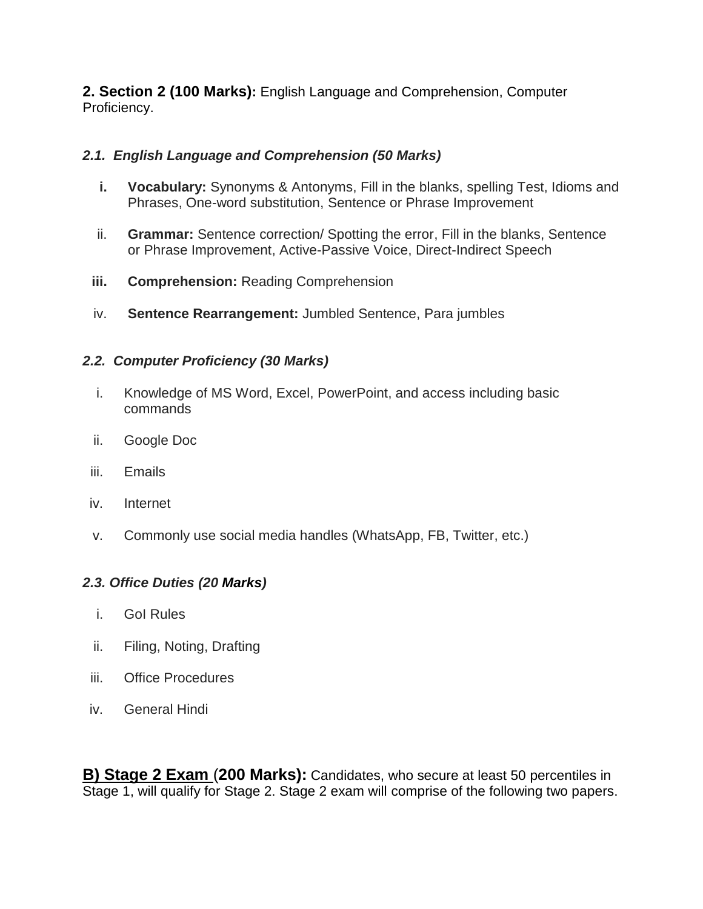**2. Section 2 (100 Marks):** English Language and Comprehension, Computer Proficiency.

### *2.1. English Language and Comprehension (50 Marks)*

- **i. Vocabulary:** Synonyms & Antonyms, Fill in the blanks, spelling Test, Idioms and Phrases, One-word substitution, Sentence or Phrase Improvement
- ii. **Grammar:** Sentence correction/ Spotting the error, Fill in the blanks, Sentence or Phrase Improvement, Active-Passive Voice, Direct-Indirect Speech
- **iii. Comprehension:** Reading Comprehension
- iv. **Sentence Rearrangement:** Jumbled Sentence, Para jumbles

### *2.2. Computer Proficiency (30 Marks)*

- i. Knowledge of MS Word, Excel, PowerPoint, and access including basic commands
- ii. Google Doc
- iii. Emails
- iv. Internet
- v. Commonly use social media handles (WhatsApp, FB, Twitter, etc.)

### *2.3. Office Duties (20 Marks)*

- i. GoI Rules
- ii. Filing, Noting, Drafting
- iii. Office Procedures
- iv. General Hindi

**B) Stage 2 Exam (200 Marks):** Candidates, who secure at least 50 percentiles in Stage 1, will qualify for Stage 2. Stage 2 exam will comprise of the following two papers.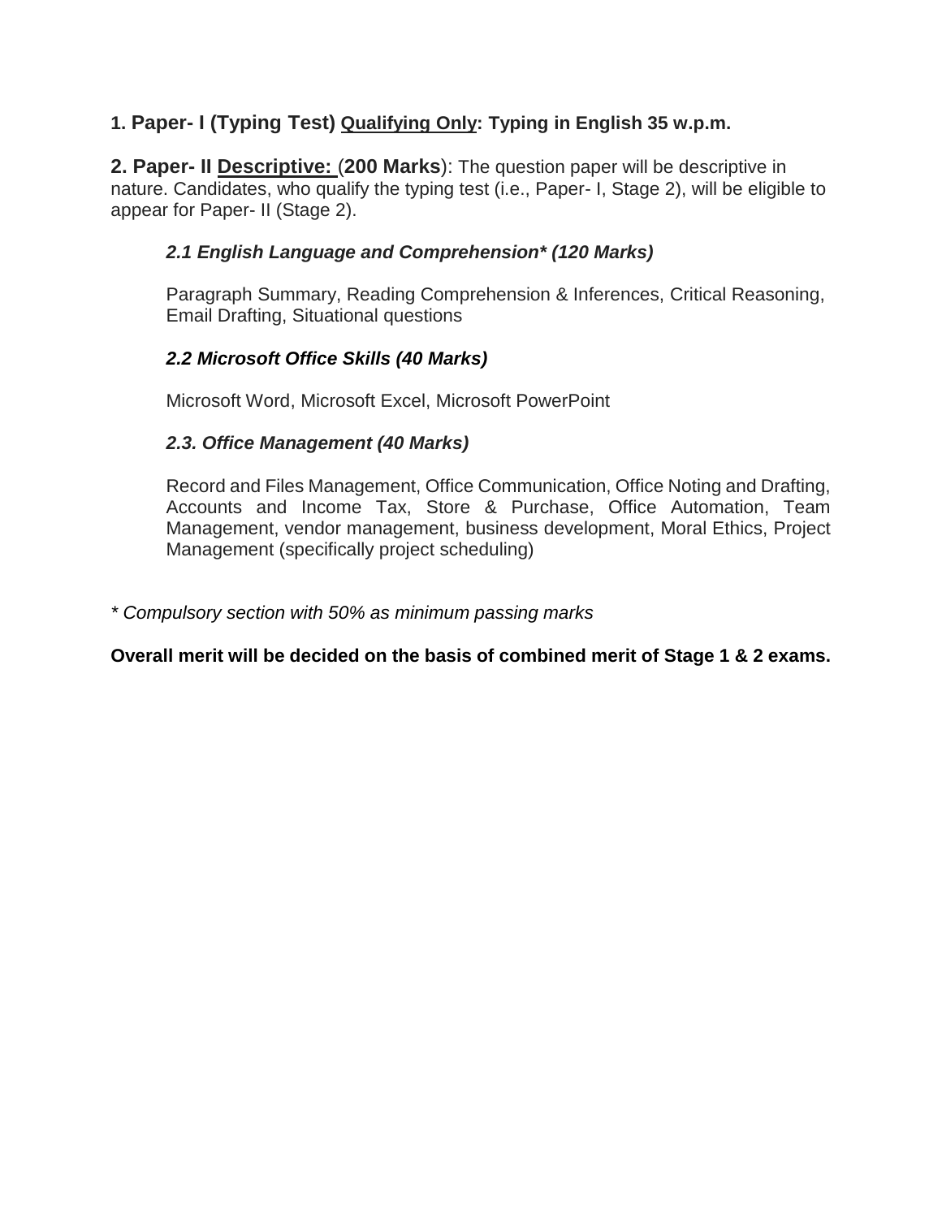**1. Paper- I (Typing Test)** **<u>Qualifying Only</u>: Typing in English 35 w.p.m.**

**2. Paper- II <u>Descriptive:</u>** (**200 Marks**): The question paper will be descriptive in nature. Candidates, who qualify the typing test (i.e., Paper- I, Stage 2), will be eligible to appear for Paper- II (Stage 2).

***2.1 English Language and Comprehension* (120 Marks)***

Paragraph Summary, Reading Comprehension & Inferences, Critical Reasoning, Email Drafting, Situational questions

***2.2 Microsoft Office Skills (40 Marks)***

Microsoft Word, Microsoft Excel, Microsoft PowerPoint

***2.3. Office Management (40 Marks)***

Record and Files Management, Office Communication, Office Noting and Drafting, Accounts and Income Tax, Store & Purchase, Office Automation, Team Management, vendor management, business development, Moral Ethics, Project Management (specifically project scheduling)

*\* Compulsory section with 50% as minimum passing marks*

**Overall merit will be decided on the basis of combined merit of Stage 1 & 2 exams.**